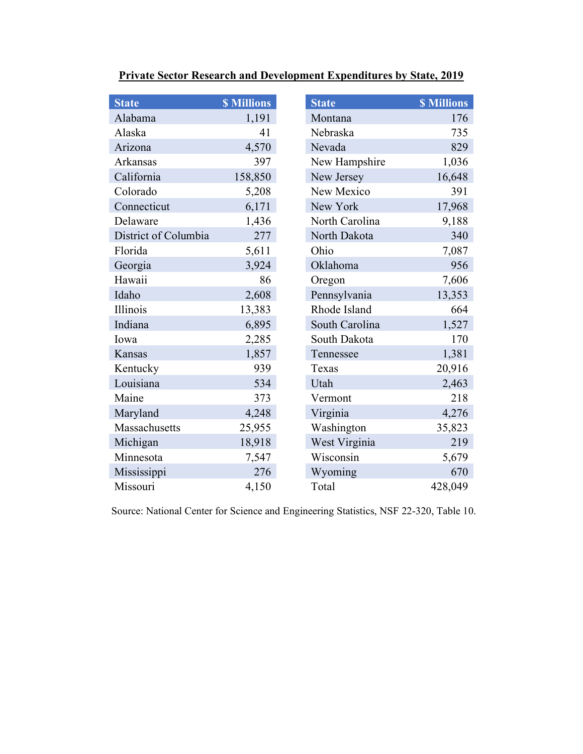**Private Sector Research and Development Expenditures by State, 2019**

| State | $ Millions | State | $ Millions |
|---|---|---|---|
| Alabama | 1,191 | Montana | 176 |
| Alaska | 41 | Nebraska | 735 |
| Arizona | 4,570 | Nevada | 829 |
| Arkansas | 397 | New Hampshire | 1,036 |
| California | 158,850 | New Jersey | 16,648 |
| Colorado | 5,208 | New Mexico | 391 |
| Connecticut | 6,171 | New York | 17,968 |
| Delaware | 1,436 | North Carolina | 9,188 |
| District of Columbia | 277 | North Dakota | 340 |
| Florida | 5,611 | Ohio | 7,087 |
| Georgia | 3,924 | Oklahoma | 956 |
| Hawaii | 86 | Oregon | 7,606 |
| Idaho | 2,608 | Pennsylvania | 13,353 |
| Illinois | 13,383 | Rhode Island | 664 |
| Indiana | 6,895 | South Carolina | 1,527 |
| Iowa | 2,285 | South Dakota | 170 |
| Kansas | 1,857 | Tennessee | 1,381 |
| Kentucky | 939 | Texas | 20,916 |
| Louisiana | 534 | Utah | 2,463 |
| Maine | 373 | Vermont | 218 |
| Maryland | 4,248 | Virginia | 4,276 |
| Massachusetts | 25,955 | Washington | 35,823 |
| Michigan | 18,918 | West Virginia | 219 |
| Minnesota | 7,547 | Wisconsin | 5,679 |
| Mississippi | 276 | Wyoming | 670 |
| Missouri | 4,150 | Total | 428,049 |

Source: National Center for Science and Engineering Statistics, NSF 22-320, Table 10.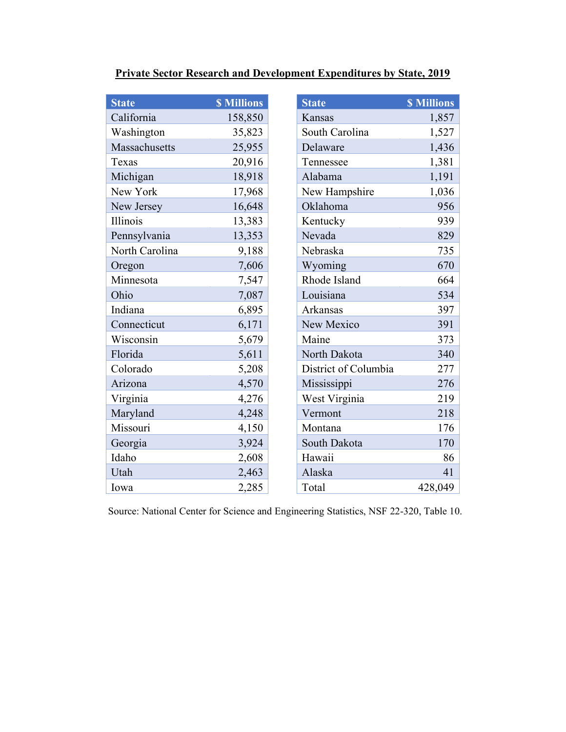**Private Sector Research and Development Expenditures by State, 2019**

| State | $ Millions |
|---|---|
| California | 158,850 |
| Washington | 35,823 |
| Massachusetts | 25,955 |
| Texas | 20,916 |
| Michigan | 18,918 |
| New York | 17,968 |
| New Jersey | 16,648 |
| Illinois | 13,383 |
| Pennsylvania | 13,353 |
| North Carolina | 9,188 |
| Oregon | 7,606 |
| Minnesota | 7,547 |
| Ohio | 7,087 |
| Indiana | 6,895 |
| Connecticut | 6,171 |
| Wisconsin | 5,679 |
| Florida | 5,611 |
| Colorado | 5,208 |
| Arizona | 4,570 |
| Virginia | 4,276 |
| Maryland | 4,248 |
| Missouri | 4,150 |
| Georgia | 3,924 |
| Idaho | 2,608 |
| Utah | 2,463 |
| Iowa | 2,285 |

| State | $ Millions |
|---|---|
| Kansas | 1,857 |
| South Carolina | 1,527 |
| Delaware | 1,436 |
| Tennessee | 1,381 |
| Alabama | 1,191 |
| New Hampshire | 1,036 |
| Oklahoma | 956 |
| Kentucky | 939 |
| Nevada | 829 |
| Nebraska | 735 |
| Wyoming | 670 |
| Rhode Island | 664 |
| Louisiana | 534 |
| Arkansas | 397 |
| New Mexico | 391 |
| Maine | 373 |
| North Dakota | 340 |
| District of Columbia | 277 |
| Mississippi | 276 |
| West Virginia | 219 |
| Vermont | 218 |
| Montana | 176 |
| South Dakota | 170 |
| Hawaii | 86 |
| Alaska | 41 |
| Total | 428,049 |

Source: National Center for Science and Engineering Statistics, NSF 22-320, Table 10.